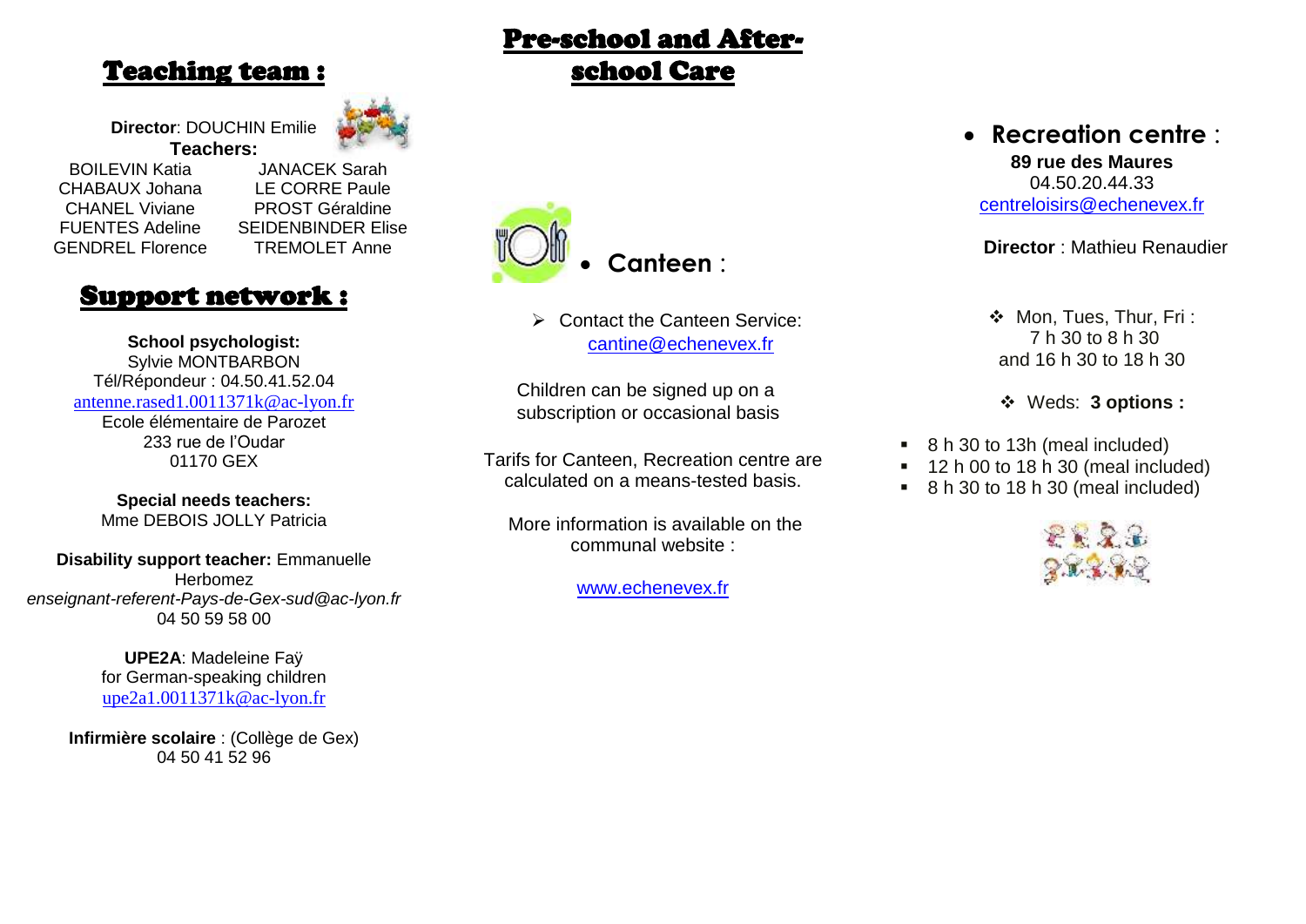## Teaching team :

**Director**: DOUCHIN Emilie

**Teachers:**

BOILEVIN Katia
CHABAUX Johana
CHANEL Viviane
FUENTES Adeline
GENDREL Florence
JANACEK Sarah
LE CORRE Paule
PROST Géraldine
SEIDENBINDER Elise
TREMOLET Anne

## Support network :

**School psychologist:**
Sylvie MONTBARBON
Tél/Répondeur : 04.50.41.52.04
antenne.rased1.0011371k@ac-lyon.fr
Ecole élémentaire de Parozet
233 rue de l'Oudar
01170 GEX

**Special needs teachers:**
Mme DEBOIS JOLLY Patricia

**Disability support teacher:** Emmanuelle Herbomez
*enseignant-referent-Pays-de-Gex-sud@ac-lyon.fr*
04 50 59 58 00

**UPE2A**: Madeleine Faÿ
for German-speaking children
upe2a1.0011371k@ac-lyon.fr

**Infirmière scolaire** : (Collège de Gex)
04 50 41 52 96

## Pre-school and After-school Care

- **Canteen** :

  - Contact the Canteen Service: cantine@echenevex.fr

Children can be signed up on a subscription or occasional basis

Tarifs for Canteen, Recreation centre are calculated on a means-tested basis.

More information is available on the communal website :

www.echenevex.fr

- **Recreation centre** :

**89 rue des Maures**
04.50.20.44.33
centreloisirs@echenevex.fr

**Director** : Mathieu Renaudier

- Mon, Tues, Thur, Fri : 7 h 30 to 8 h 30 and 16 h 30 to 18 h 30

- Weds: **3 options :**

- 8 h 30 to 13h (meal included)
- 12 h 00 to 18 h 30 (meal included)
- 8 h 30 to 18 h 30 (meal included)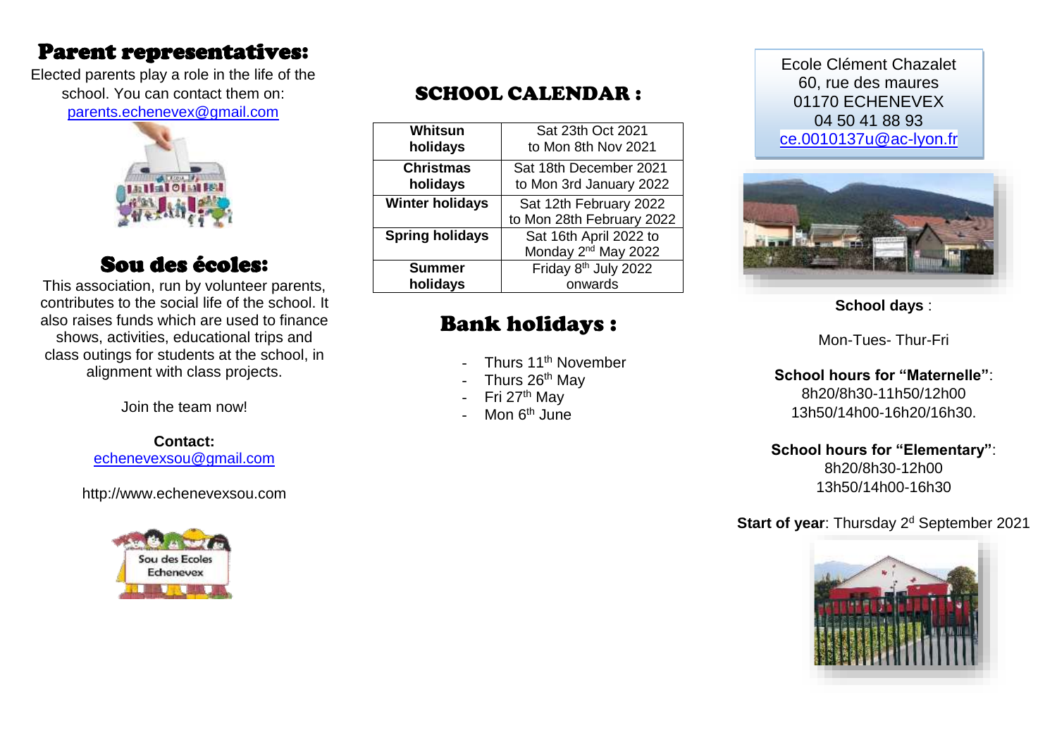## Parent representatives:

Elected parents play a role in the life of the school. You can contact them on: parents.echenevex@gmail.com

## Sou des écoles:

This association, run by volunteer parents, contributes to the social life of the school. It also raises funds which are used to finance shows, activities, educational trips and class outings for students at the school, in alignment with class projects.

Join the team now!

**Contact:**
echenevexsou@gmail.com

http://www.echenevexsou.com

## SCHOOL CALENDAR :

| | |
|---|---|
| **Whitsun holidays** | Sat 23th Oct 2021 to Mon 8th Nov 2021 |
| **Christmas holidays** | Sat 18th December 2021 to Mon 3rd January 2022 |
| **Winter holidays** | Sat 12th February 2022 to Mon 28th February 2022 |
| **Spring holidays** | Sat 16th April 2022 to Monday 2nd May 2022 |
| **Summer holidays** | Friday 8th July 2022 onwards |

## Bank holidays :

- Thurs 11th November
- Thurs 26th May
- Fri 27th May
- Mon 6th June

Ecole Clément Chazalet
60, rue des maures
01170 ECHENEVEX
04 50 41 88 93
ce.0010137u@ac-lyon.fr

**School days** :

Mon-Tues- Thur-Fri

**School hours for "Maternelle"**:
8h20/8h30-11h50/12h00
13h50/14h00-16h20/16h30.

**School hours for "Elementary"**:
8h20/8h30-12h00
13h50/14h00-16h30

**Start of year**: Thursday 2d September 2021